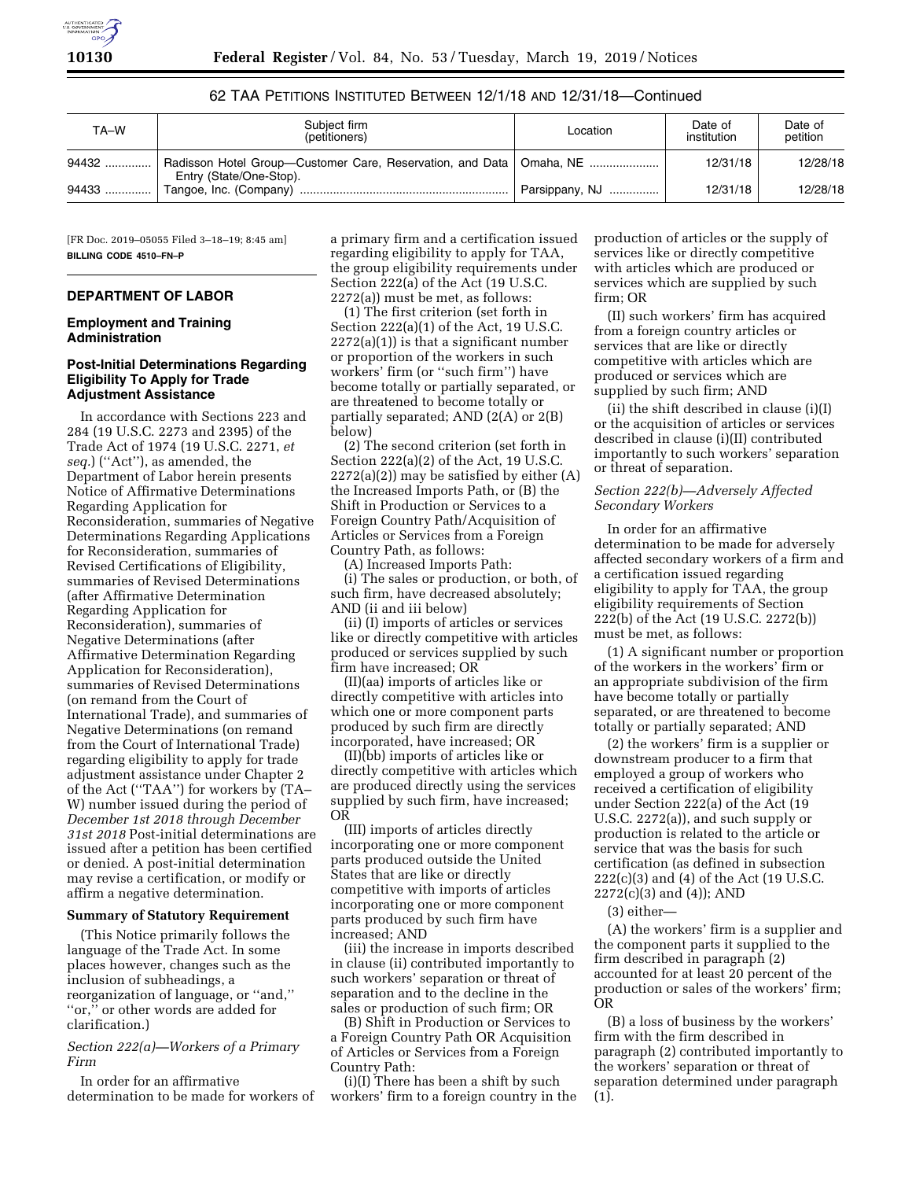62 TAA Petitions Instituted Between 12/1/18 and 12/31/18—Continued

| TA–W | Subject firm (petitioners) | Location | Date of institution | Date of petition |
|---|---|---|---|---|
| 94432 | Radisson Hotel Group—Customer Care, Reservation, and Data Entry (State/One-Stop). | Omaha, NE | 12/31/18 | 12/28/18 |
| 94433 | Tangoe, Inc. (Company) | Parsippany, NJ | 12/31/18 | 12/28/18 |

[FR Doc. 2019–05055 Filed 3–18–19; 8:45 am]

**BILLING CODE 4510–FN–P**

## DEPARTMENT OF LABOR

### Employment and Training Administration

### Post-Initial Determinations Regarding Eligibility To Apply for Trade Adjustment Assistance

In accordance with Sections 223 and 284 (19 U.S.C. 2273 and 2395) of the Trade Act of 1974 (19 U.S.C. 2271, *et seq.*) (''Act''), as amended, the Department of Labor herein presents Notice of Affirmative Determinations Regarding Application for Reconsideration, summaries of Negative Determinations Regarding Applications for Reconsideration, summaries of Revised Certifications of Eligibility, summaries of Revised Determinations (after Affirmative Determination Regarding Application for Reconsideration), summaries of Negative Determinations (after Affirmative Determination Regarding Application for Reconsideration), summaries of Revised Determinations (on remand from the Court of International Trade), and summaries of Negative Determinations (on remand from the Court of International Trade) regarding eligibility to apply for trade adjustment assistance under Chapter 2 of the Act (''TAA'') for workers by (TA–W) number issued during the period of *December 1st 2018 through December 31st 2018* Post-initial determinations are issued after a petition has been certified or denied. A post-initial determination may revise a certification, or modify or affirm a negative determination.

**Summary of Statutory Requirement**

(This Notice primarily follows the language of the Trade Act. In some places however, changes such as the inclusion of subheadings, a reorganization of language, or ''and,'' ''or,'' or other words are added for clarification.)

*Section 222(a)—Workers of a Primary Firm*

In order for an affirmative determination to be made for workers of a primary firm and a certification issued regarding eligibility to apply for TAA, the group eligibility requirements under Section 222(a) of the Act (19 U.S.C. 2272(a)) must be met, as follows:

(1) The first criterion (set forth in Section 222(a)(1) of the Act, 19 U.S.C. 2272(a)(1)) is that a significant number or proportion of the workers in such workers' firm (or ''such firm'') have become totally or partially separated, or are threatened to become totally or partially separated; AND (2(A) or 2(B) below)

(2) The second criterion (set forth in Section 222(a)(2) of the Act, 19 U.S.C. 2272(a)(2)) may be satisfied by either (A) the Increased Imports Path, or (B) the Shift in Production or Services to a Foreign Country Path/Acquisition of Articles or Services from a Foreign Country Path, as follows:

(A) Increased Imports Path:

(i) The sales or production, or both, of such firm, have decreased absolutely; AND (ii and iii below)

(ii) (I) imports of articles or services like or directly competitive with articles produced or services supplied by such firm have increased; OR

(II)(aa) imports of articles like or directly competitive with articles into which one or more component parts produced by such firm are directly incorporated, have increased; OR

(II)(bb) imports of articles like or directly competitive with articles which are produced directly using the services supplied by such firm, have increased; OR

(III) imports of articles directly incorporating one or more component parts produced outside the United States that are like or directly competitive with imports of articles incorporating one or more component parts produced by such firm have increased; AND

(iii) the increase in imports described in clause (ii) contributed importantly to such workers' separation or threat of separation and to the decline in the sales or production of such firm; OR

(B) Shift in Production or Services to a Foreign Country Path OR Acquisition of Articles or Services from a Foreign Country Path:

(i)(I) There has been a shift by such workers' firm to a foreign country in the production of articles or the supply of services like or directly competitive with articles which are produced or services which are supplied by such firm; OR

(II) such workers' firm has acquired from a foreign country articles or services that are like or directly competitive with articles which are produced or services which are supplied by such firm; AND

(ii) the shift described in clause (i)(I) or the acquisition of articles or services described in clause (i)(II) contributed importantly to such workers' separation or threat of separation.

*Section 222(b)—Adversely Affected Secondary Workers*

In order for an affirmative determination to be made for adversely affected secondary workers of a firm and a certification issued regarding eligibility to apply for TAA, the group eligibility requirements of Section 222(b) of the Act (19 U.S.C. 2272(b)) must be met, as follows:

(1) A significant number or proportion of the workers in the workers' firm or an appropriate subdivision of the firm have become totally or partially separated, or are threatened to become totally or partially separated; AND

(2) the workers' firm is a supplier or downstream producer to a firm that employed a group of workers who received a certification of eligibility under Section 222(a) of the Act (19 U.S.C. 2272(a)), and such supply or production is related to the article or service that was the basis for such certification (as defined in subsection 222(c)(3) and (4) of the Act (19 U.S.C. 2272(c)(3) and (4)); AND

(3) either—

(A) the workers' firm is a supplier and the component parts it supplied to the firm described in paragraph (2) accounted for at least 20 percent of the production or sales of the workers' firm; OR

(B) a loss of business by the workers' firm with the firm described in paragraph (2) contributed importantly to the workers' separation or threat of separation determined under paragraph (1).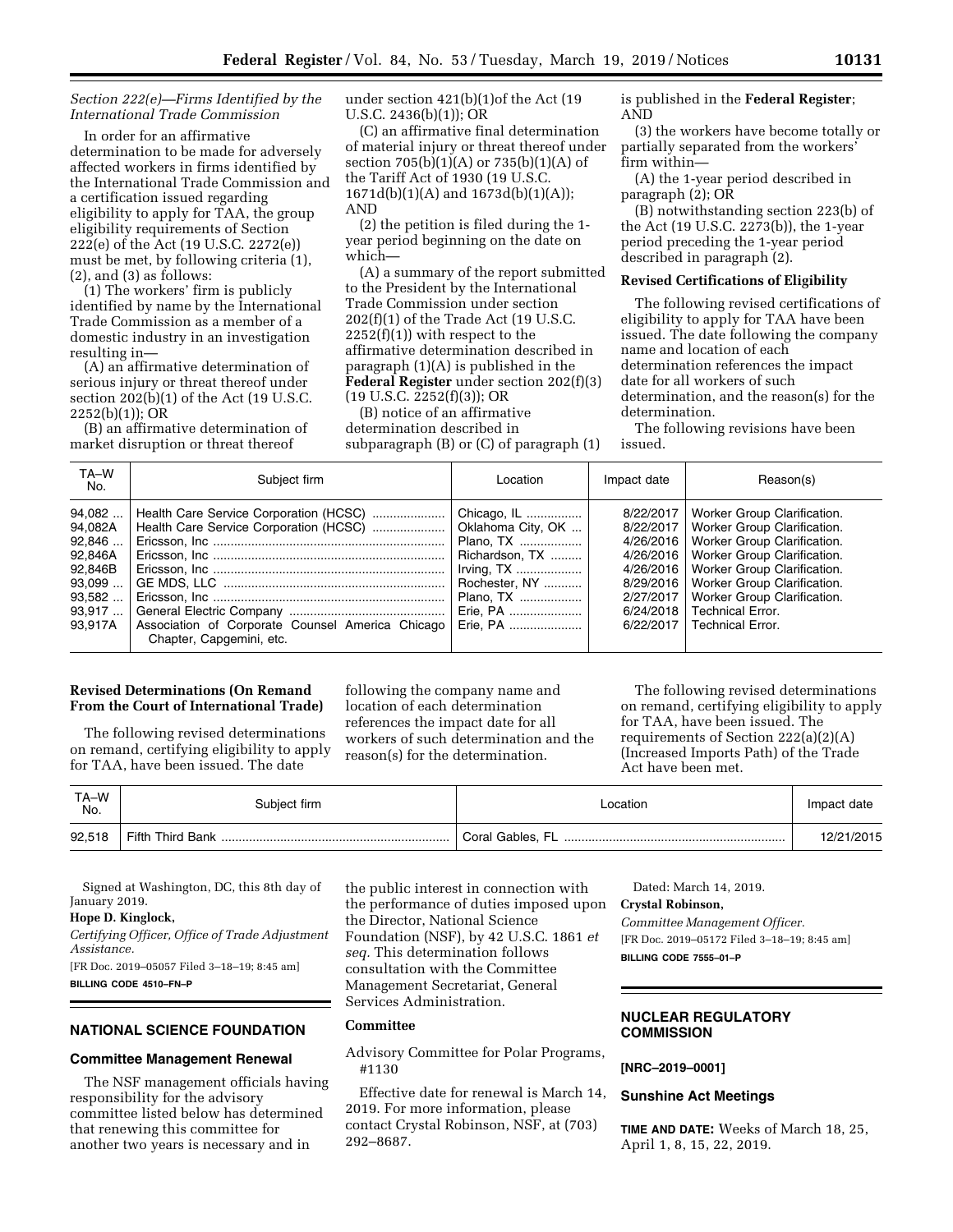*Section 222(e)—Firms Identified by the International Trade Commission*

In order for an affirmative determination to be made for adversely affected workers in firms identified by the International Trade Commission and a certification issued regarding eligibility to apply for TAA, the group eligibility requirements of Section 222(e) of the Act (19 U.S.C. 2272(e)) must be met, by following criteria (1), (2), and (3) as follows:

(1) The workers' firm is publicly identified by name by the International Trade Commission as a member of a domestic industry in an investigation resulting in—

(A) an affirmative determination of serious injury or threat thereof under section 202(b)(1) of the Act (19 U.S.C. 2252(b)(1)); OR

(B) an affirmative determination of market disruption or threat thereof under section 421(b)(1)of the Act (19 U.S.C. 2436(b)(1)); OR

(C) an affirmative final determination of material injury or threat thereof under section 705(b)(1)(A) or 735(b)(1)(A) of the Tariff Act of 1930 (19 U.S.C. 1671d(b)(1)(A) and 1673d(b)(1)(A)); AND

(2) the petition is filed during the 1-year period beginning on the date on which—

(A) a summary of the report submitted to the President by the International Trade Commission under section 202(f)(1) of the Trade Act (19 U.S.C. 2252(f)(1)) with respect to the affirmative determination described in paragraph (1)(A) is published in the **Federal Register** under section 202(f)(3) (19 U.S.C. 2252(f)(3)); OR

(B) notice of an affirmative determination described in subparagraph (B) or (C) of paragraph (1) is published in the **Federal Register**; AND

(3) the workers have become totally or partially separated from the workers' firm within—

(A) the 1-year period described in paragraph (2); OR

(B) notwithstanding section 223(b) of the Act (19 U.S.C. 2273(b)), the 1-year period preceding the 1-year period described in paragraph (2).

**Revised Certifications of Eligibility**

The following revised certifications of eligibility to apply for TAA have been issued. The date following the company name and location of each determination references the impact date for all workers of such determination, and the reason(s) for the determination.

The following revisions have been issued.

| TA–W No. | Subject firm | Location | Impact date | Reason(s) |
|---|---|---|---|---|
| 94,082 | Health Care Service Corporation (HCSC) | Chicago, IL | 8/22/2017 | Worker Group Clarification. |
| 94,082A | Health Care Service Corporation (HCSC) | Oklahoma City, OK | 8/22/2017 | Worker Group Clarification. |
| 92,846 | Ericsson, Inc | Plano, TX | 4/26/2016 | Worker Group Clarification. |
| 92,846A | Ericsson, Inc | Richardson, TX | 4/26/2016 | Worker Group Clarification. |
| 92,846B | Ericsson, Inc | Irving, TX | 4/26/2016 | Worker Group Clarification. |
| 93,099 | GE MDS, LLC | Rochester, NY | 8/29/2016 | Worker Group Clarification. |
| 93,582 | Ericsson, Inc | Plano, TX | 2/27/2017 | Worker Group Clarification. |
| 93,917 | General Electric Company | Erie, PA | 6/24/2018 | Technical Error. |
| 93,917A | Association of Corporate Counsel America Chicago Chapter, Capgemini, etc. | Erie, PA | 6/22/2017 | Technical Error. |

**Revised Determinations (On Remand From the Court of International Trade)**

The following revised determinations on remand, certifying eligibility to apply for TAA, have been issued. The date following the company name and location of each determination references the impact date for all workers of such determination and the reason(s) for the determination.

The following revised determinations on remand, certifying eligibility to apply for TAA, have been issued. The requirements of Section 222(a)(2)(A) (Increased Imports Path) of the Trade Act have been met.

| TA–W No. | Subject firm | Location | Impact date |
|---|---|---|---|
| 92,518 | Fifth Third Bank | Coral Gables, FL | 12/21/2015 |

Signed at Washington, DC, this 8th day of January 2019.

**Hope D. Kinglock,**

*Certifying Officer, Office of Trade Adjustment Assistance.*

[FR Doc. 2019–05057 Filed 3–18–19; 8:45 am]

**BILLING CODE 4510–FN–P**

## NATIONAL SCIENCE FOUNDATION

### Committee Management Renewal

The NSF management officials having responsibility for the advisory committee listed below has determined that renewing this committee for another two years is necessary and in the public interest in connection with the performance of duties imposed upon the Director, National Science Foundation (NSF), by 42 U.S.C. 1861 *et seq.* This determination follows consultation with the Committee Management Secretariat, General Services Administration.

**Committee**

Advisory Committee for Polar Programs, #1130

Effective date for renewal is March 14, 2019. For more information, please contact Crystal Robinson, NSF, at (703) 292–8687.

Dated: March 14, 2019.

**Crystal Robinson,**

*Committee Management Officer.*

[FR Doc. 2019–05172 Filed 3–18–19; 8:45 am]

**BILLING CODE 7555–01–P**

## NUCLEAR REGULATORY COMMISSION

**[NRC–2019–0001]**

### Sunshine Act Meetings

**TIME AND DATE:** Weeks of March 18, 25, April 1, 8, 15, 22, 2019.